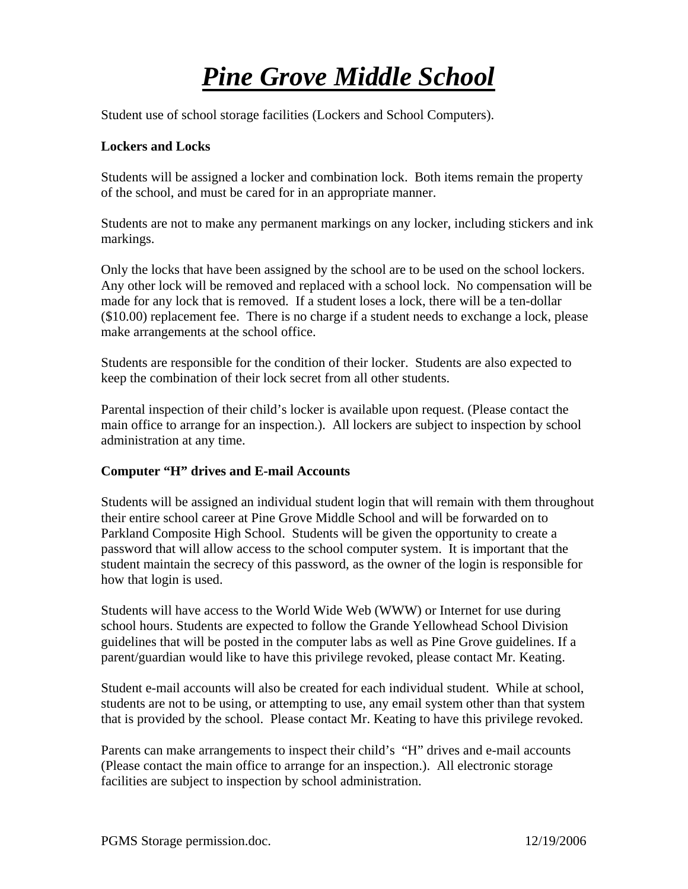# ***Pine Grove Middle School***

Student use of school storage facilities (Lockers and School Computers).

**Lockers and Locks**

Students will be assigned a locker and combination lock. Both items remain the property of the school, and must be cared for in an appropriate manner.

Students are not to make any permanent markings on any locker, including stickers and ink markings.

Only the locks that have been assigned by the school are to be used on the school lockers. Any other lock will be removed and replaced with a school lock. No compensation will be made for any lock that is removed. If a student loses a lock, there will be a ten-dollar ($10.00) replacement fee. There is no charge if a student needs to exchange a lock, please make arrangements at the school office.

Students are responsible for the condition of their locker. Students are also expected to keep the combination of their lock secret from all other students.

Parental inspection of their child's locker is available upon request. (Please contact the main office to arrange for an inspection.). All lockers are subject to inspection by school administration at any time.

**Computer "H" drives and E-mail Accounts**

Students will be assigned an individual student login that will remain with them throughout their entire school career at Pine Grove Middle School and will be forwarded on to Parkland Composite High School. Students will be given the opportunity to create a password that will allow access to the school computer system. It is important that the student maintain the secrecy of this password, as the owner of the login is responsible for how that login is used.

Students will have access to the World Wide Web (WWW) or Internet for use during school hours. Students are expected to follow the Grande Yellowhead School Division guidelines that will be posted in the computer labs as well as Pine Grove guidelines. If a parent/guardian would like to have this privilege revoked, please contact Mr. Keating.

Student e-mail accounts will also be created for each individual student. While at school, students are not to be using, or attempting to use, any email system other than that system that is provided by the school. Please contact Mr. Keating to have this privilege revoked.

Parents can make arrangements to inspect their child's "H" drives and e-mail accounts (Please contact the main office to arrange for an inspection.). All electronic storage facilities are subject to inspection by school administration.

PGMS Storage permission.doc. 12/19/2006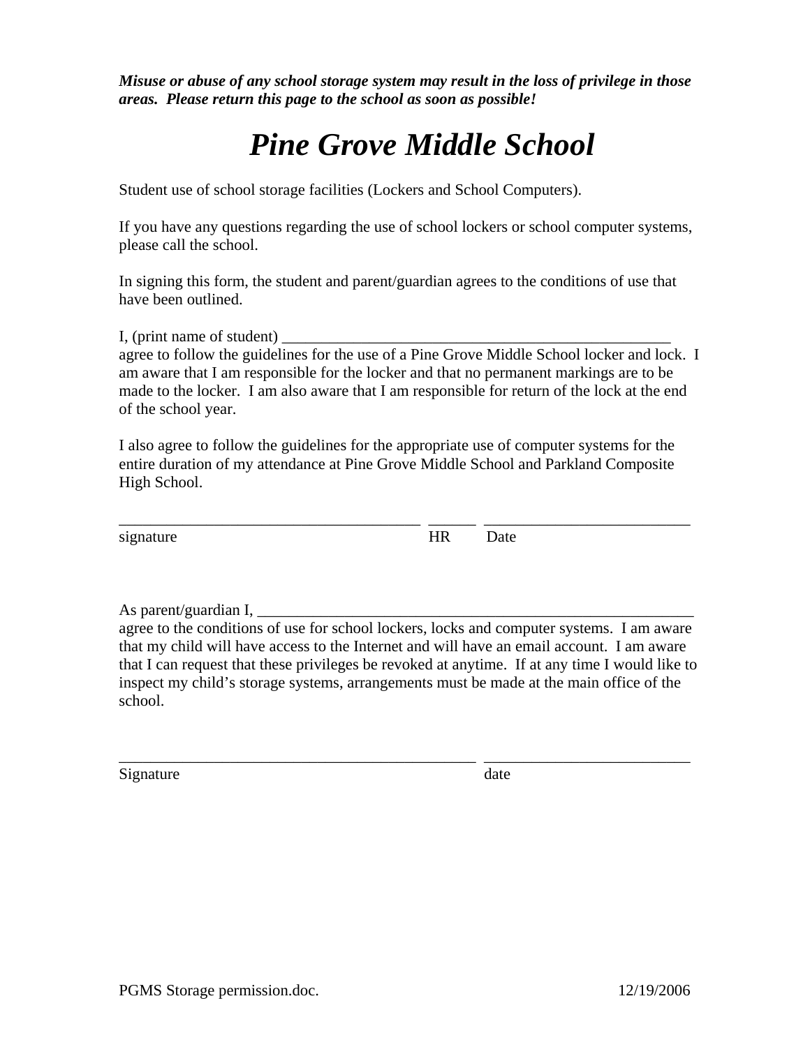***Misuse or abuse of any school storage system may result in the loss of privilege in those areas. Please return this page to the school as soon as possible!***

# *Pine Grove Middle School*

Student use of school storage facilities (Lockers and School Computers).

If you have any questions regarding the use of school lockers or school computer systems, please call the school.

In signing this form, the student and parent/guardian agrees to the conditions of use that have been outlined.

I, (print name of student) ___________________________________________________
agree to follow the guidelines for the use of a Pine Grove Middle School locker and lock. I am aware that I am responsible for the locker and that no permanent markings are to be made to the locker. I am also aware that I am responsible for return of the lock at the end of the school year.

I also agree to follow the guidelines for the appropriate use of computer systems for the entire duration of my attendance at Pine Grove Middle School and Parkland Composite High School.

______________________________________ ______ __________________________
signature HR Date

As parent/guardian I, _________________________________________________________
agree to the conditions of use for school lockers, locks and computer systems. I am aware that my child will have access to the Internet and will have an email account. I am aware that I can request that these privileges be revoked at anytime. If at any time I would like to inspect my child's storage systems, arrangements must be made at the main office of the school.

_____________________________________________ __________________________
Signature date

PGMS Storage permission.doc. 12/19/2006